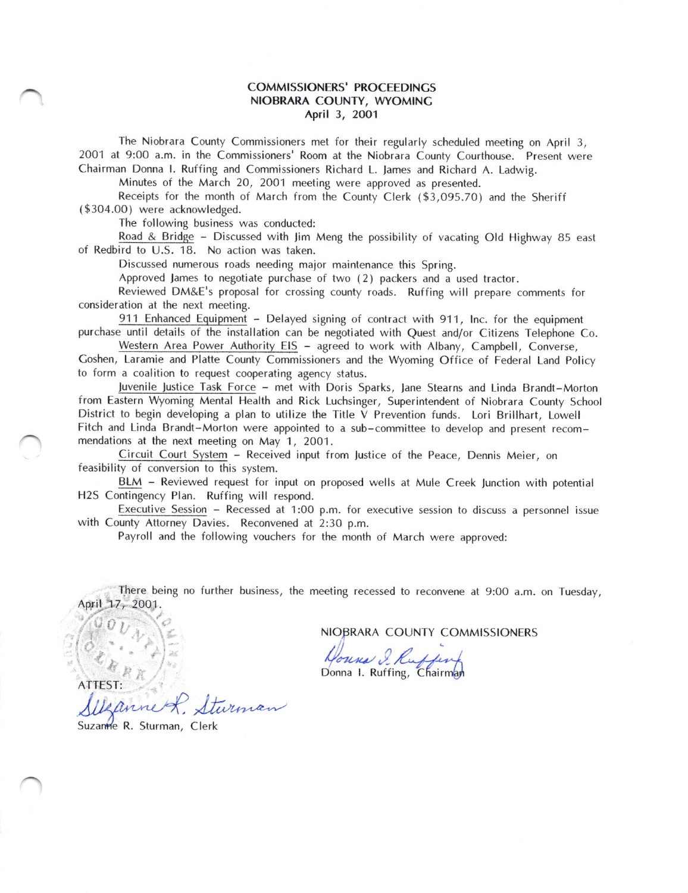# COMMISSIONERS' PROCEEDINGS
## NIOBRARA COUNTY, WYOMING
### April 3, 2001

The Niobrara County Commissioners met for their regularly scheduled meeting on April 3, 2001 at 9:00 a.m. in the Commissioners' Room at the Niobrara County Courthouse. Present were Chairman Donna I. Ruffing and Commissioners Richard L. James and Richard A. Ladwig.

Minutes of the March 20, 2001 meeting were approved as presented.

Receipts for the month of March from the County Clerk ($3,095.70) and the Sheriff ($304.00) were acknowledged.

The following business was conducted:

Road & Bridge – Discussed with Jim Meng the possibility of vacating Old Highway 85 east of Redbird to U.S. 18. No action was taken.

Discussed numerous roads needing major maintenance this Spring.

Approved James to negotiate purchase of two (2) packers and a used tractor.

Reviewed DM&E's proposal for crossing county roads. Ruffing will prepare comments for consideration at the next meeting.

911 Enhanced Equipment – Delayed signing of contract with 911, Inc. for the equipment purchase until details of the installation can be negotiated with Quest and/or Citizens Telephone Co.

Western Area Power Authority EIS – agreed to work with Albany, Campbell, Converse, Goshen, Laramie and Platte County Commissioners and the Wyoming Office of Federal Land Policy to form a coalition to request cooperating agency status.

Juvenile Justice Task Force – met with Doris Sparks, Jane Stearns and Linda Brandt–Morton from Eastern Wyoming Mental Health and Rick Luchsinger, Superintendent of Niobrara County School District to begin developing a plan to utilize the Title V Prevention funds. Lori Brillhart, Lowell Fitch and Linda Brandt–Morton were appointed to a sub–committee to develop and present recommendations at the next meeting on May 1, 2001.

Circuit Court System – Received input from Justice of the Peace, Dennis Meier, on feasibility of conversion to this system.

BLM – Reviewed request for input on proposed wells at Mule Creek Junction with potential H2S Contingency Plan. Ruffing will respond.

Executive Session – Recessed at 1:00 p.m. for executive session to discuss a personnel issue with County Attorney Davies. Reconvened at 2:30 p.m.

Payroll and the following vouchers for the month of March were approved:

There being no further business, the meeting recessed to reconvene at 9:00 a.m. on Tuesday, April 17, 2001.

NIOBRARA COUNTY COMMISSIONERS

Donna I. Ruffing, Chairman

ATTEST:

Suzanne R. Sturman, Clerk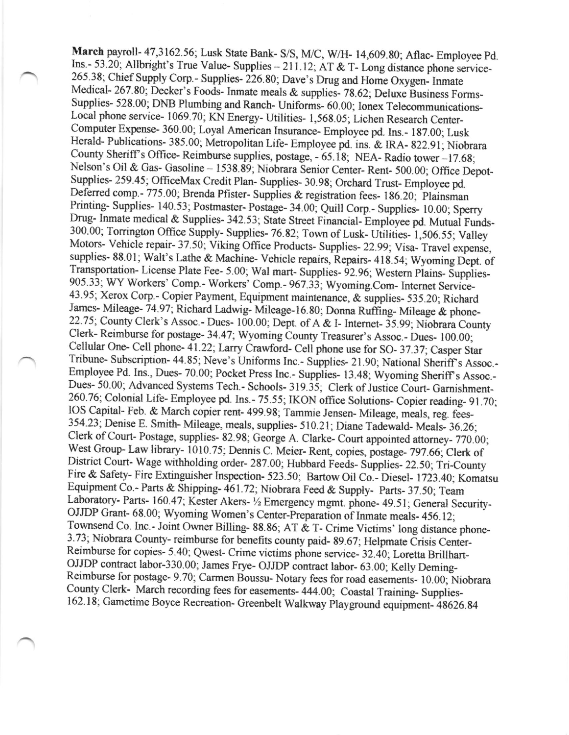**March** payroll- 47,3162.56; Lusk State Bank- S/S, M/C, W/H- 14,609.80; Aflac- Employee Pd. Ins.- 53.20; Allbright's True Value- Supplies – 211.12; AT & T- Long distance phone service- 265.38; Chief Supply Corp.- Supplies- 226.80; Dave's Drug and Home Oxygen- Inmate Medical- 267.80; Decker's Foods- Inmate meals & supplies- 78.62; Deluxe Business Forms- Supplies- 528.00; DNB Plumbing and Ranch- Uniforms- 60.00; Ionex Telecommunications- Local phone service- 1069.70; KN Energy- Utilities- 1,568.05; Lichen Research Center- Computer Expense- 360.00; Loyal American Insurance- Employee pd. Ins.- 187.00; Lusk Herald- Publications- 385.00; Metropolitan Life- Employee pd. ins. & IRA- 822.91; Niobrara County Sheriff's Office- Reimburse supplies, postage, - 65.18; NEA- Radio tower –17.68; Nelson's Oil & Gas- Gasoline – 1538.89; Niobrara Senior Center- Rent- 500.00; Office Depot- Supplies- 259.45; OfficeMax Credit Plan- Supplies- 30.98; Orchard Trust- Employee pd. Deferred comp.- 775.00; Brenda Pfister- Supplies & registration fees- 186.20; Plainsman Printing- Supplies- 140.53; Postmaster- Postage- 34.00; Quill Corp.- Supplies- 10.00; Sperry Drug- Inmate medical & Supplies- 342.53; State Street Financial- Employee pd. Mutual Funds- 300.00; Torrington Office Supply- Supplies- 76.82; Town of Lusk- Utilities- 1,506.55; Valley Motors- Vehicle repair- 37.50; Viking Office Products- Supplies- 22.99; Visa- Travel expense, supplies- 88.01; Walt's Lathe & Machine- Vehicle repairs, Repairs- 418.54; Wyoming Dept. of Transportation- License Plate Fee- 5.00; Wal mart- Supplies- 92.96; Western Plains- Supplies- 905.33; WY Workers' Comp.- Workers' Comp.- 967.33; Wyoming.Com- Internet Service- 43.95; Xerox Corp.- Copier Payment, Equipment maintenance, & supplies- 535.20; Richard James- Mileage- 74.97; Richard Ladwig- Mileage-16.80; Donna Ruffing- Mileage & phone- 22.75; County Clerk's Assoc.- Dues- 100.00; Dept. of A & I- Internet- 35.99; Niobrara County Clerk- Reimburse for postage- 34.47; Wyoming County Treasurer's Assoc.- Dues- 100.00; Cellular One- Cell phone- 41.22; Larry Crawford- Cell phone use for SO- 37.37; Casper Star Tribune- Subscription- 44.85; Neve's Uniforms Inc.- Supplies- 21.90; National Sheriff's Assoc.- Employee Pd. Ins., Dues- 70.00; Pocket Press Inc.- Supplies- 13.48; Wyoming Sheriff's Assoc.- Dues- 50.00; Advanced Systems Tech.- Schools- 319.35; Clerk of Justice Court- Garnishment- 260.76; Colonial Life- Employee pd. Ins.- 75.55; IKON office Solutions- Copier reading- 91.70; IOS Capital- Feb. & March copier rent- 499.98; Tammie Jensen- Mileage, meals, reg. fees- 354.23; Denise E. Smith- Mileage, meals, supplies- 510.21; Diane Tadewald- Meals- 36.26; Clerk of Court- Postage, supplies- 82.98; George A. Clarke- Court appointed attorney- 770.00; West Group- Law library- 1010.75; Dennis C. Meier- Rent, copies, postage- 797.66; Clerk of District Court- Wage withholding order- 287.00; Hubbard Feeds- Supplies- 22.50; Tri-County Fire & Safety- Fire Extinguisher Inspection- 523.50; Bartow Oil Co.- Diesel- 1723.40; Komatsu Equipment Co.- Parts & Shipping- 461.72; Niobrara Feed & Supply- Parts- 37.50; Team Laboratory- Parts- 160.47; Kester Akers- ½ Emergency mgmt. phone- 49.51; General Security- OJJDP Grant- 68.00; Wyoming Women's Center-Preparation of Inmate meals- 456.12; Townsend Co. Inc.- Joint Owner Billing- 88.86; AT & T- Crime Victims' long distance phone- 3.73; Niobrara County- reimburse for benefits county paid- 89.67; Helpmate Crisis Center- Reimburse for copies- 5.40; Qwest- Crime victims phone service- 32.40; Loretta Brillhart- OJJDP contract labor-330.00; James Frye- OJJDP contract labor- 63.00; Kelly Deming- Reimburse for postage- 9.70; Carmen Boussu- Notary fees for road easements- 10.00; Niobrara County Clerk- March recording fees for easements- 444.00; Coastal Training- Supplies- 162.18; Gametime Boyce Recreation- Greenbelt Walkway Playground equipment- 48626.84